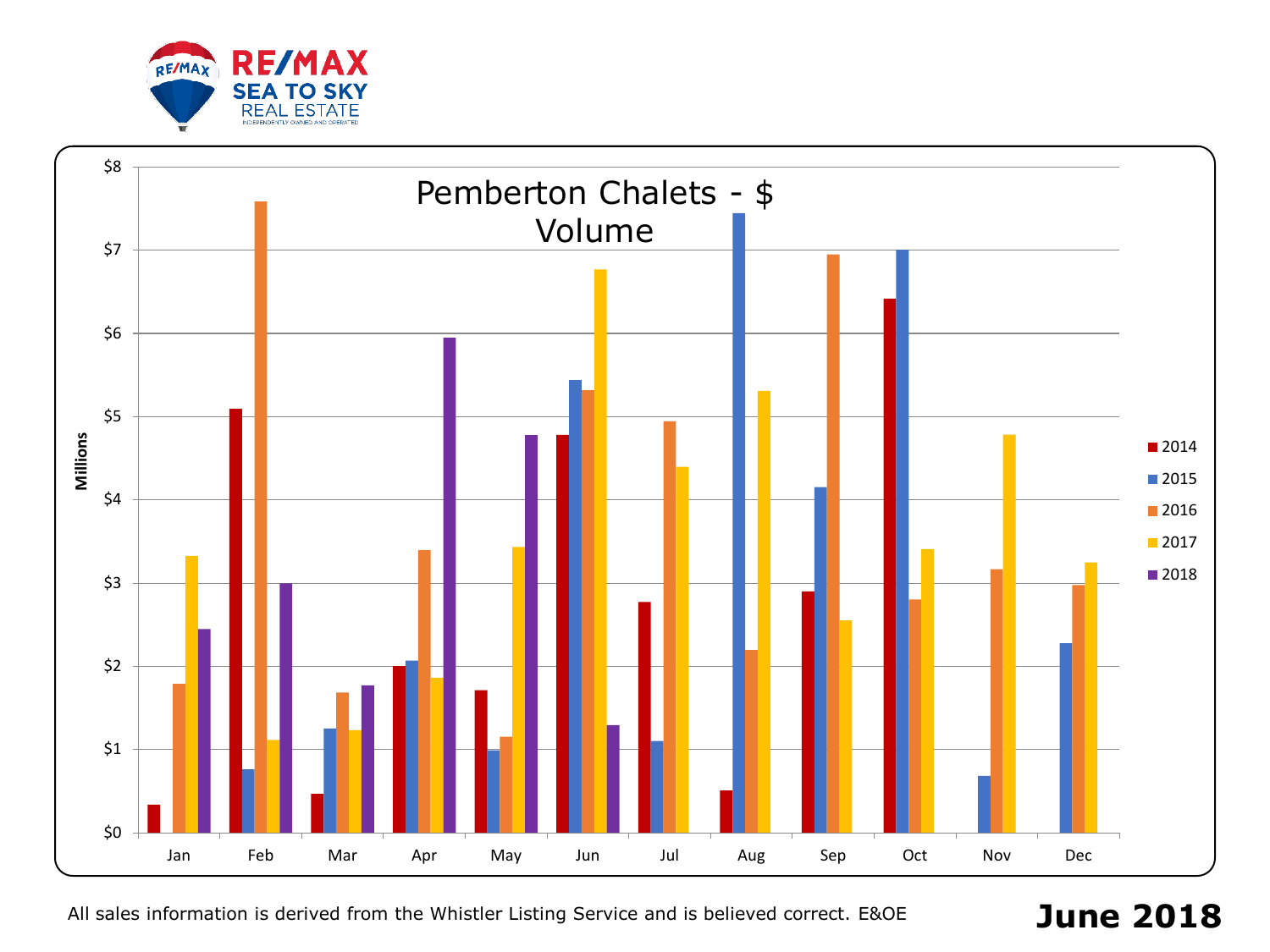RE/MAX SEA TO SKY REAL ESTATE

INDEPENDENTLY OWNED AND OPERATED

# Pemberton Chalets - $ Volume

Millions

$8, $7, $6, $5, $4, $3, $2, $1, $0

Jan, Feb, Mar, Apr, May, Jun, Jul, Aug, Sep, Oct, Nov, Dec

2014, 2015, 2016, 2017, 2018

All sales information is derived from the Whistler Listing Service and is believed correct. E&OE

**June 2018**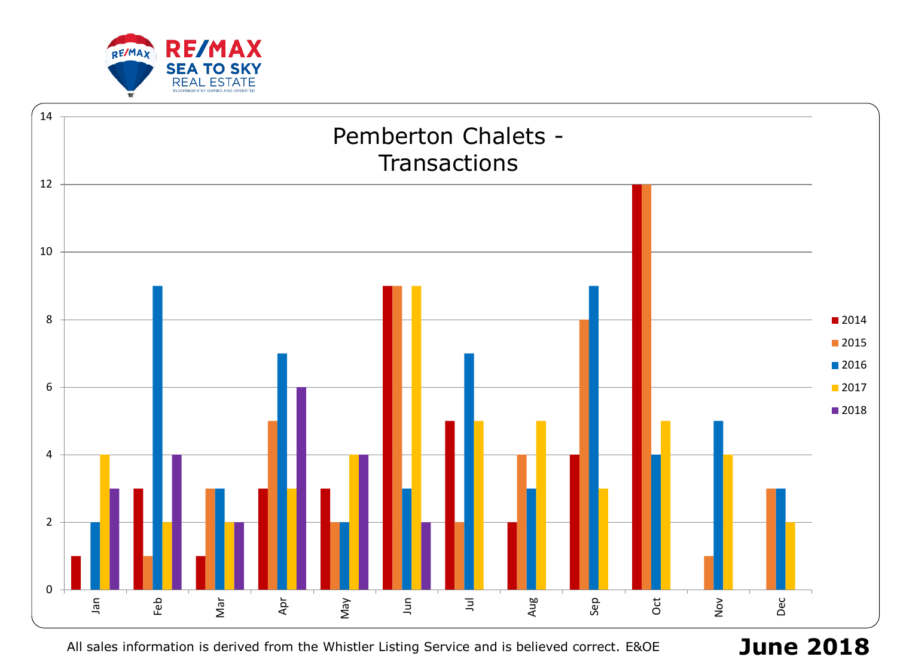# Pemberton Chalets - Transactions

| Month | 2014 | 2015 | 2016 | 2017 | 2018 |
|---|---|---|---|---|---|
| Jan | 1 | 0 | 2 | 4 | 3 |
| Feb | 3 | 1 | 9 | 2 | 4 |
| Mar | 1 | 3 | 3 | 2 | 2 |
| Apr | 3 | 5 | 7 | 3 | 6 |
| May | 3 | 2 | 2 | 4 | 4 |
| Jun | 9 | 9 | 3 | 9 | 2 |
| Jul | 5 | 2 | 7 | 5 | |
| Aug | 2 | 4 | 3 | 5 | |
| Sep | 4 | 8 | 9 | 3 | |
| Oct | 12 | 12 | 4 | 5 | |
| Nov | 0 | 1 | 5 | 4 | |
| Dec | 0 | 3 | 3 | 2 | |

All sales information is derived from the Whistler Listing Service and is believed correct. E&OE

**June 2018**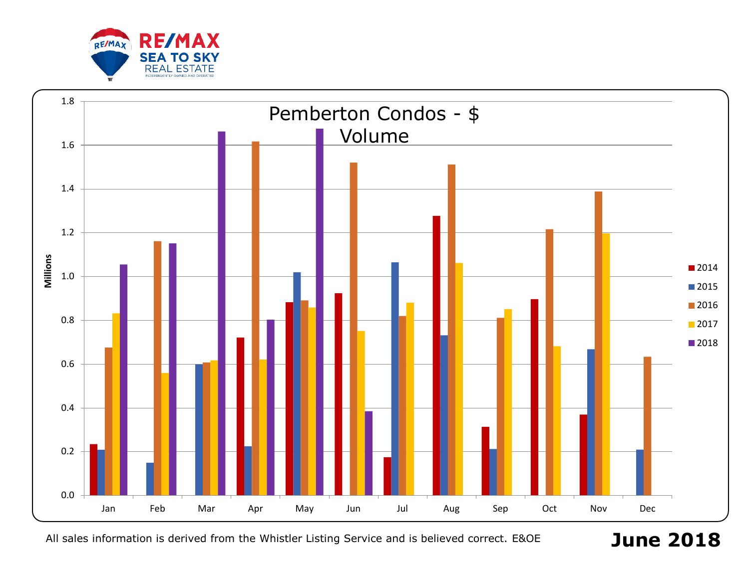RE/MAX SEA TO SKY REAL ESTATE

INDEPENDENTLY OWNED AND OPERATED

# Pemberton Condos - $ Volume

Millions

1.8
1.6
1.4
1.2
1.0
0.8
0.6
0.4
0.2
0.0

Jan Feb Mar Apr May Jun Jul Aug Sep Oct Nov Dec

■ 2014
■ 2015
■ 2016
■ 2017
■ 2018

All sales information is derived from the Whistler Listing Service and is believed correct. E&OE

**June 2018**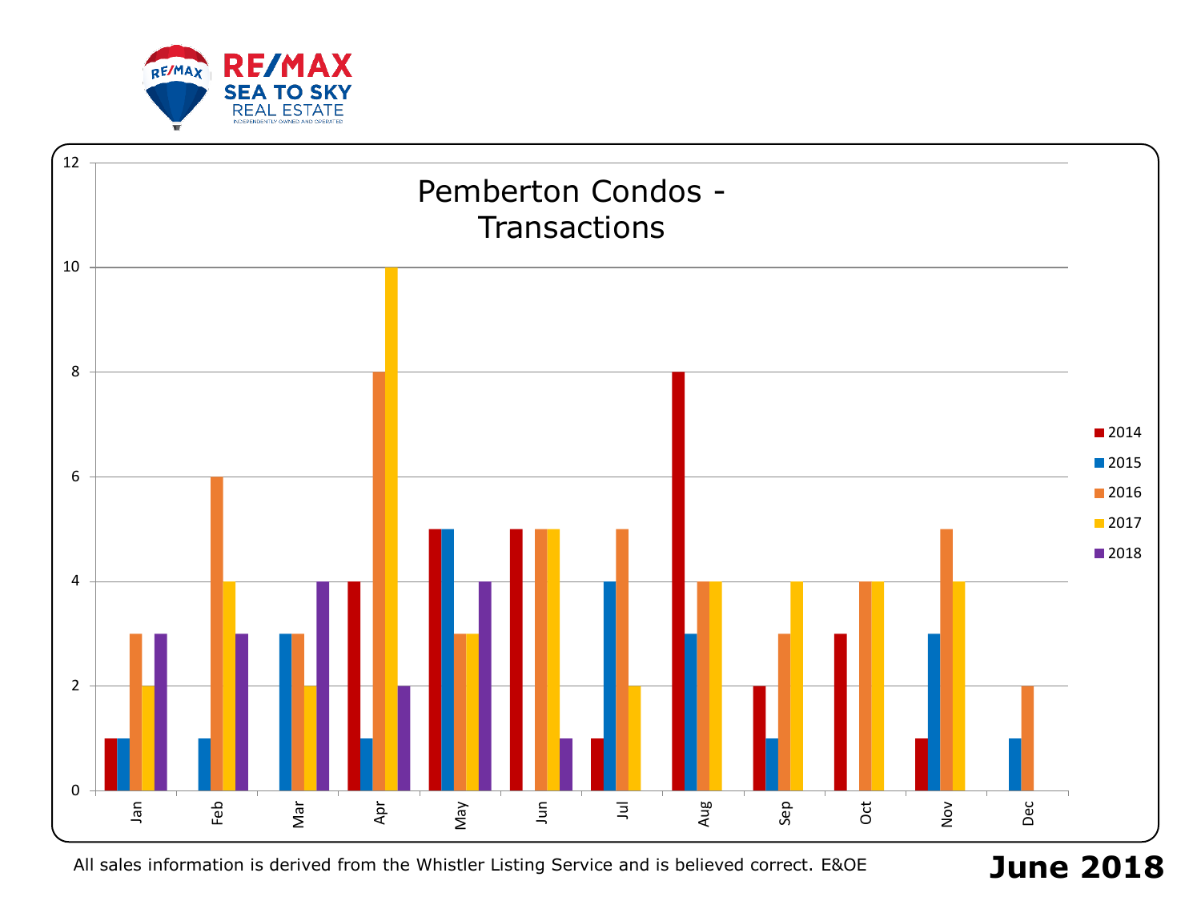# Pemberton Condos - Transactions

| Month | 2014 | 2015 | 2016 | 2017 | 2018 |
|---|---|---|---|---|---|
| Jan | 1 | 1 | 3 | 2 | 3 |
| Feb | | 1 | 6 | 4 | 3 |
| Mar | | 3 | 3 | 2 | 4 |
| Apr | 4 | 1 | 8 | 10 | 2 |
| May | 5 | 5 | 3 | 3 | 4 |
| Jun | 5 | | 5 | 5 | 1 |
| Jul | 1 | 4 | 5 | 2 | |
| Aug | 8 | 3 | 4 | 4 | |
| Sep | 2 | 1 | 3 | 4 | |
| Oct | 3 | | 4 | 4 | |
| Nov | 1 | 3 | 5 | 4 | |
| Dec | | 1 | 2 | | |

All sales information is derived from the Whistler Listing Service and is believed correct. E&OE

**June 2018**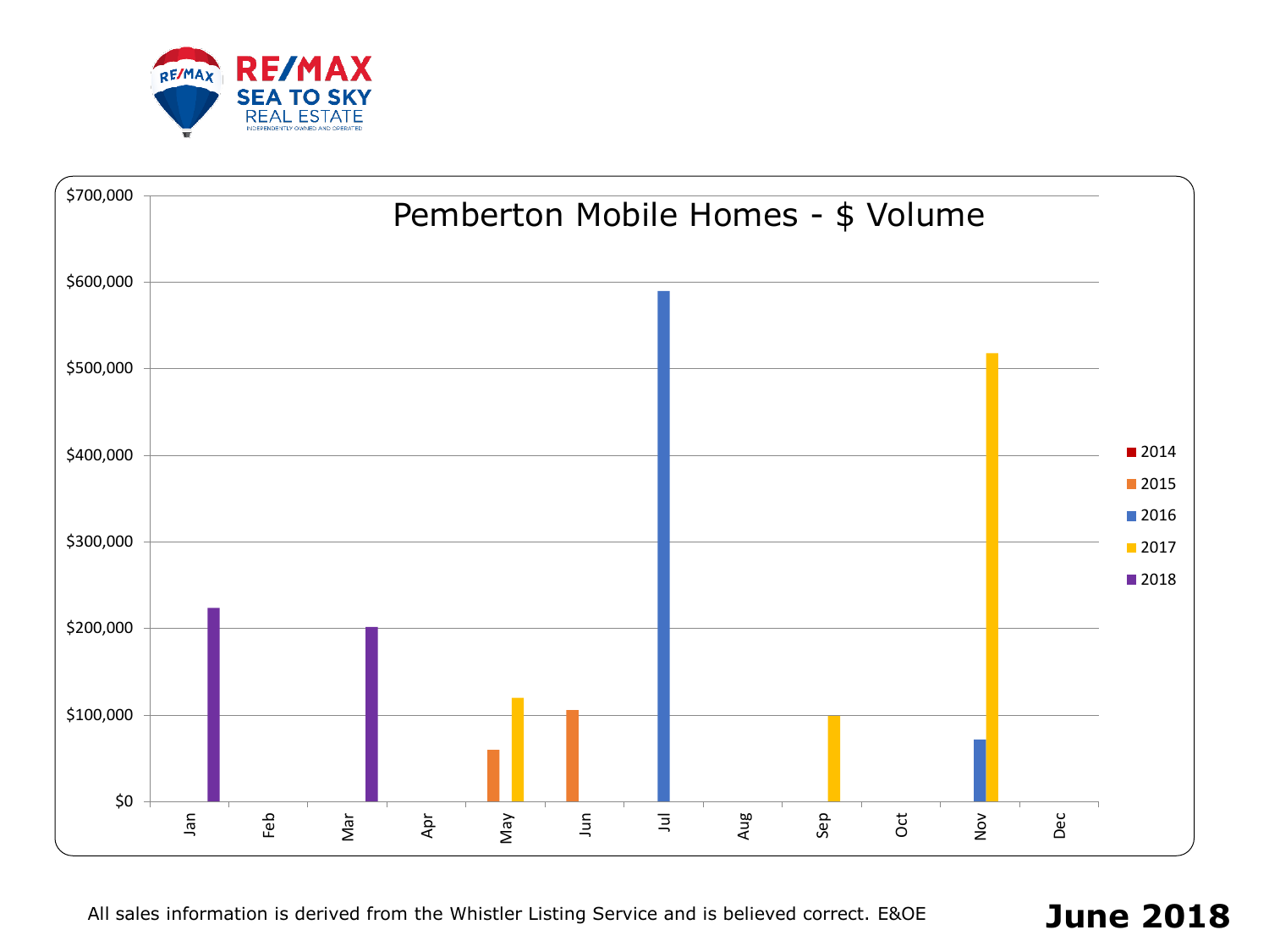# Pemberton Mobile Homes - $ Volume

| Month | 2014 | 2015 | 2016 | 2017 | 2018 |
|---|---|---|---|---|---|
| Jan | | | | | ~$224,000 |
| Feb | | | | | |
| Mar | | | | | ~$202,000 |
| Apr | | | | | |
| May | | ~$60,000 | | ~$120,000 | |
| Jun | | ~$106,000 | | | |
| Jul | | | ~$590,000 | | |
| Aug | | | | | |
| Sep | | | | ~$100,000 | |
| Oct | | | | | |
| Nov | | | ~$72,000 | ~$518,000 | |
| Dec | | | | | |

*Values are approximate, read from the chart (y-axis from $0 to $700,000).*

All sales information is derived from the Whistler Listing Service and is believed correct. E&OE

**June 2018**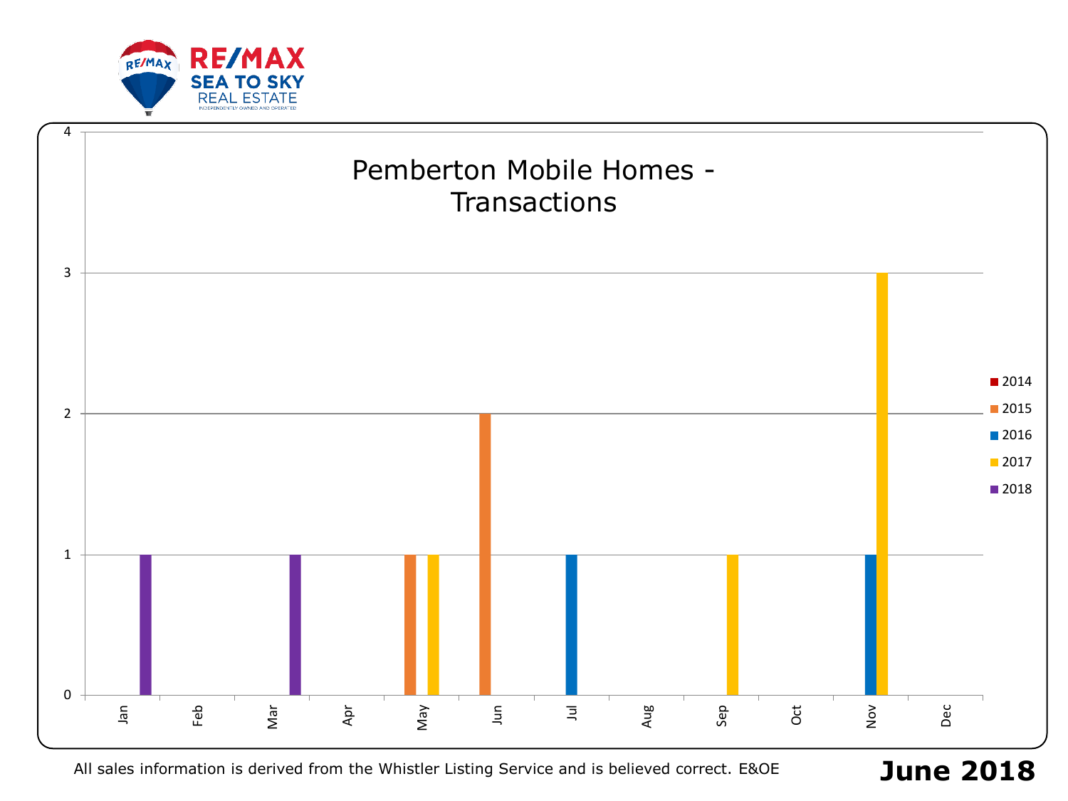# Pemberton Mobile Homes - Transactions

| Month | 2014 | 2015 | 2016 | 2017 | 2018 |
|---|---|---|---|---|---|
| Jan | | | | | 1 |
| Feb | | | | | |
| Mar | | | | | 1 |
| Apr | | | | | |
| May | | 1 | | 1 | |
| Jun | | 2 | | | |
| Jul | | | 1 | | |
| Aug | | | | | |
| Sep | | | | 1 | |
| Oct | | | | | |
| Nov | | | 1 | 3 | |
| Dec | | | | | |

All sales information is derived from the Whistler Listing Service and is believed correct. E&OE

**June 2018**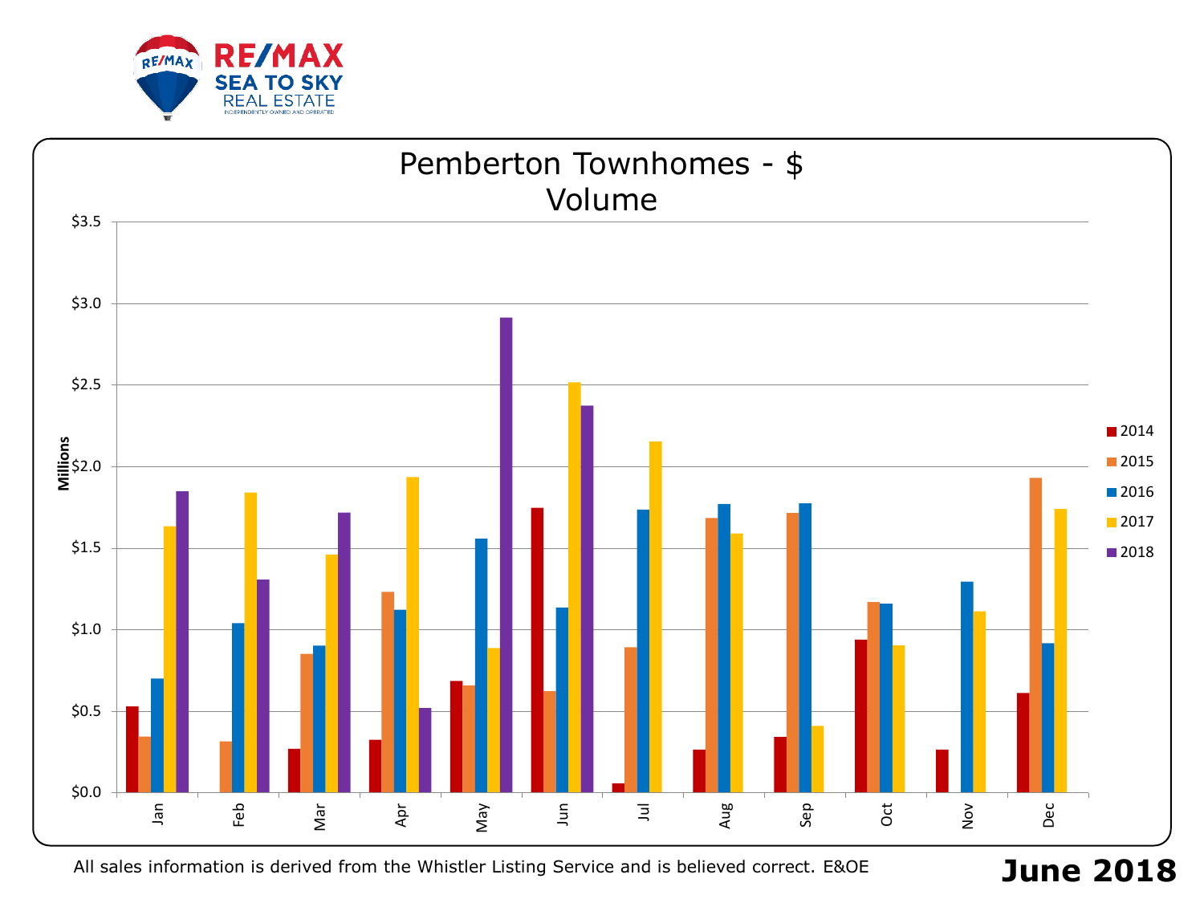RE/MAX SEA TO SKY REAL ESTATE

INDEPENDENTLY OWNED AND OPERATED

# Pemberton Townhomes - $ Volume

Millions

$3.5
$3.0
$2.5
$2.0
$1.5
$1.0
$0.5
$0.0

Jan Feb Mar Apr May Jun Jul Aug Sep Oct Nov Dec

2014
2015
2016
2017
2018

All sales information is derived from the Whistler Listing Service and is believed correct. E&OE

**June 2018**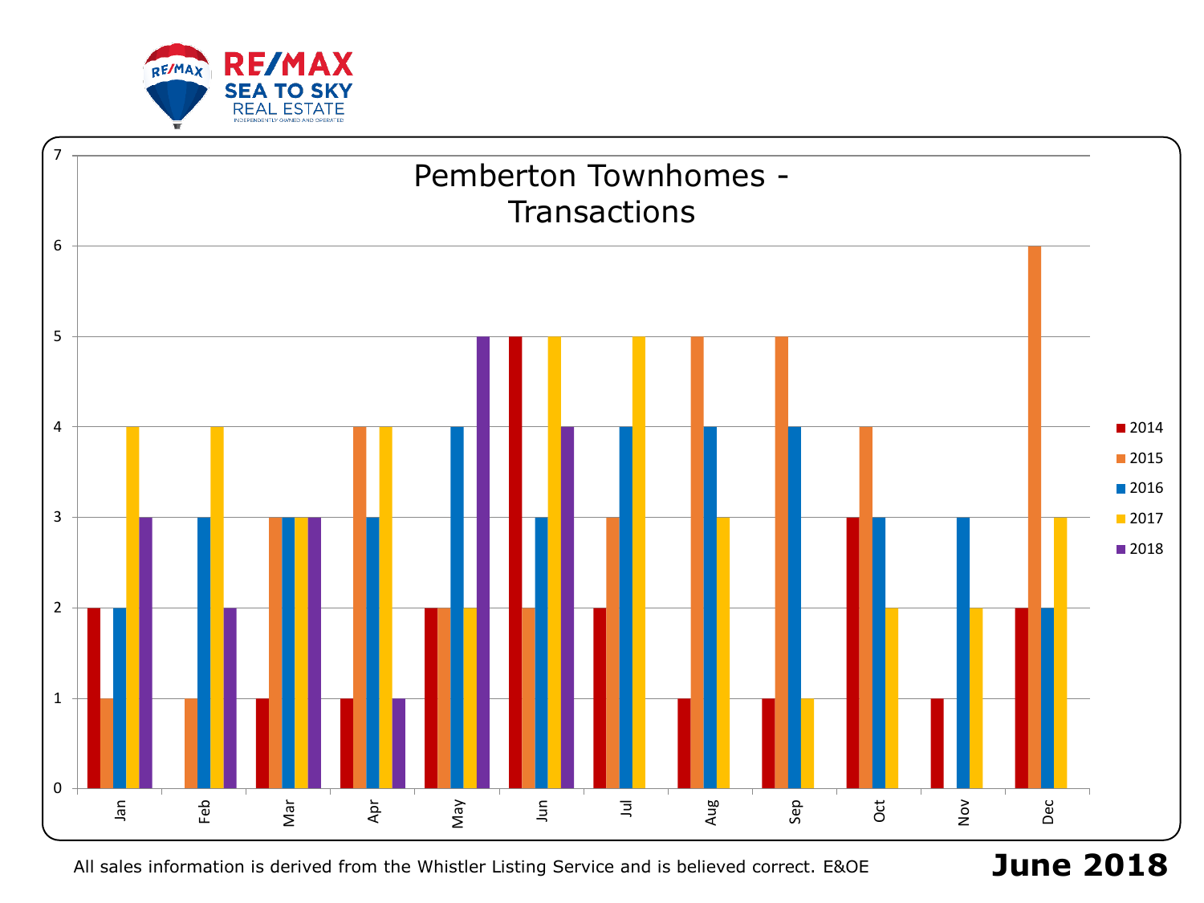RE/MAX SEA TO SKY REAL ESTATE

INDEPENDENTLY OWNED AND OPERATED

# Pemberton Townhomes - Transactions

| Month | 2014 | 2015 | 2016 | 2017 | 2018 |
|---|---|---|---|---|---|
| Jan | 2 | 1 | 2 | 4 | 3 |
| Feb | 0 | 1 | 3 | 4 | 2 |
| Mar | 1 | 3 | 3 | 3 | 3 |
| Apr | 1 | 4 | 3 | 4 | 1 |
| May | 2 | 2 | 4 | 2 | 5 |
| Jun | 5 | 2 | 3 | 5 | 4 |
| Jul | 2 | 3 | 4 | 5 | |
| Aug | 1 | 5 | 4 | 3 | |
| Sep | 1 | 5 | 4 | 1 | |
| Oct | 3 | 4 | 3 | 2 | |
| Nov | 1 | 0 | 3 | 2 | |
| Dec | 2 | 6 | 2 | 3 | |

All sales information is derived from the Whistler Listing Service and is believed correct. E&OE

**June 2018**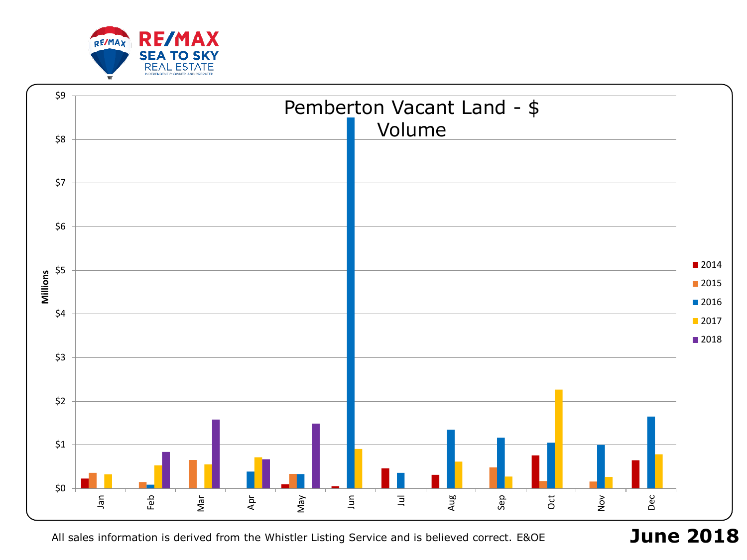RE/MAX SEA TO SKY REAL ESTATE

INDEPENDENTLY OWNED AND OPERATED

# Pemberton Vacant Land - $ Volume

Millions

$9, $8, $7, $6, $5, $4, $3, $2, $1, $0

Jan, Feb, Mar, Apr, May, Jun, Jul, Aug, Sep, Oct, Nov, Dec

2014, 2015, 2016, 2017, 2018

All sales information is derived from the Whistler Listing Service and is believed correct. E&OE

**June 2018**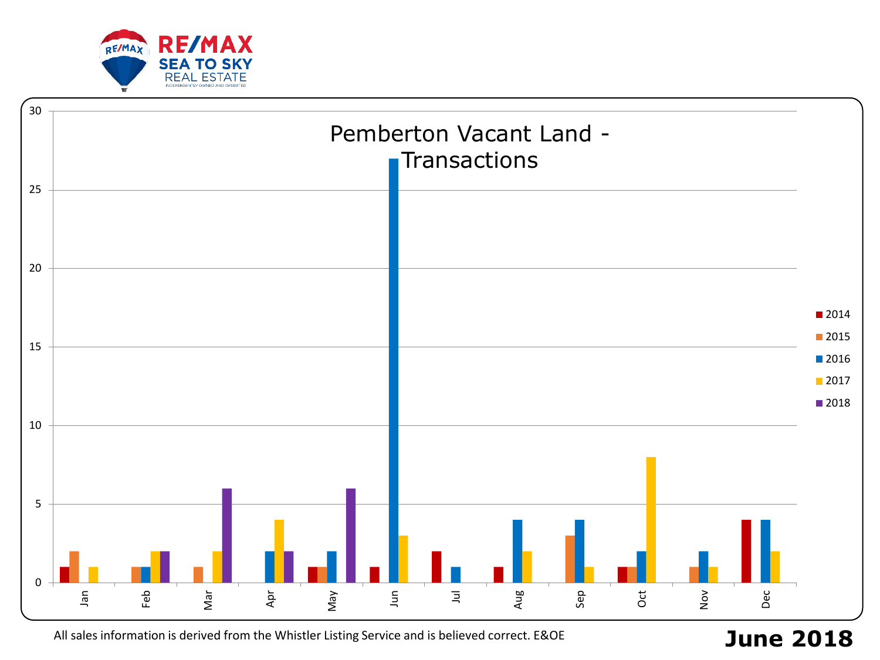# Pemberton Vacant Land - Transactions

| Month | 2014 | 2015 | 2016 | 2017 | 2018 |
|---|---|---|---|---|---|
| Jan | 1 | 2 | 0 | 1 | 0 |
| Feb | 0 | 1 | 1 | 2 | 2 |
| Mar | 0 | 1 | 0 | 2 | 6 |
| Apr | 0 | 0 | 2 | 4 | 2 |
| May | 1 | 1 | 2 | 0 | 6 |
| Jun | 1 | 0 | 27 | 3 | |
| Jul | 2 | 0 | 1 | 0 | |
| Aug | 1 | 0 | 4 | 2 | |
| Sep | 0 | 3 | 4 | 1 | |
| Oct | 1 | 1 | 2 | 8 | |
| Nov | 0 | 1 | 2 | 1 | |
| Dec | 4 | 0 | 4 | 2 | |

All sales information is derived from the Whistler Listing Service and is believed correct. E&OE

**June 2018**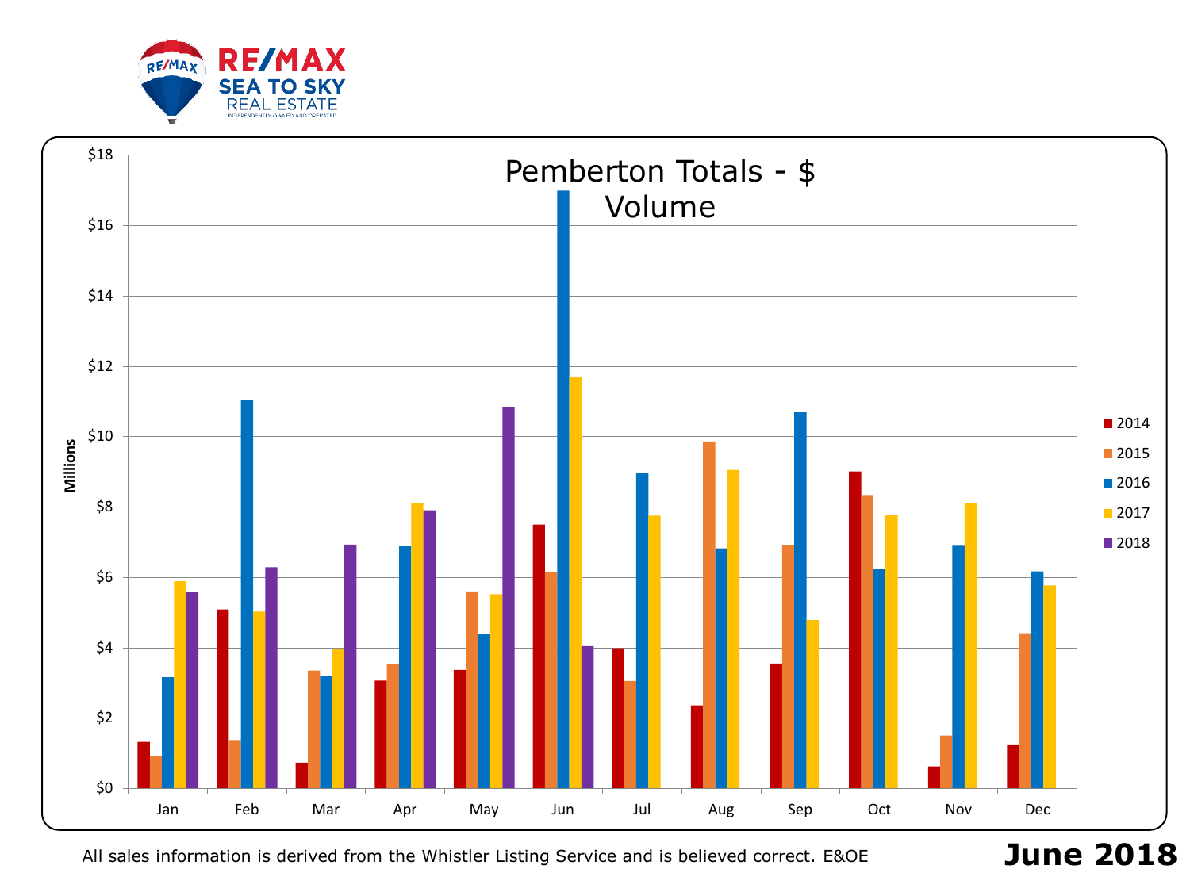RE/MAX SEA TO SKY REAL ESTATE

INDEPENDENTLY OWNED AND OPERATED

# Pemberton Totals - $ Volume

Millions

$18 $16 $14 $12 $10 $8 $6 $4 $2 $0

Jan Feb Mar Apr May Jun Jul Aug Sep Oct Nov Dec

2014 2015 2016 2017 2018

All sales information is derived from the Whistler Listing Service and is believed correct. E&OE

**June 2018**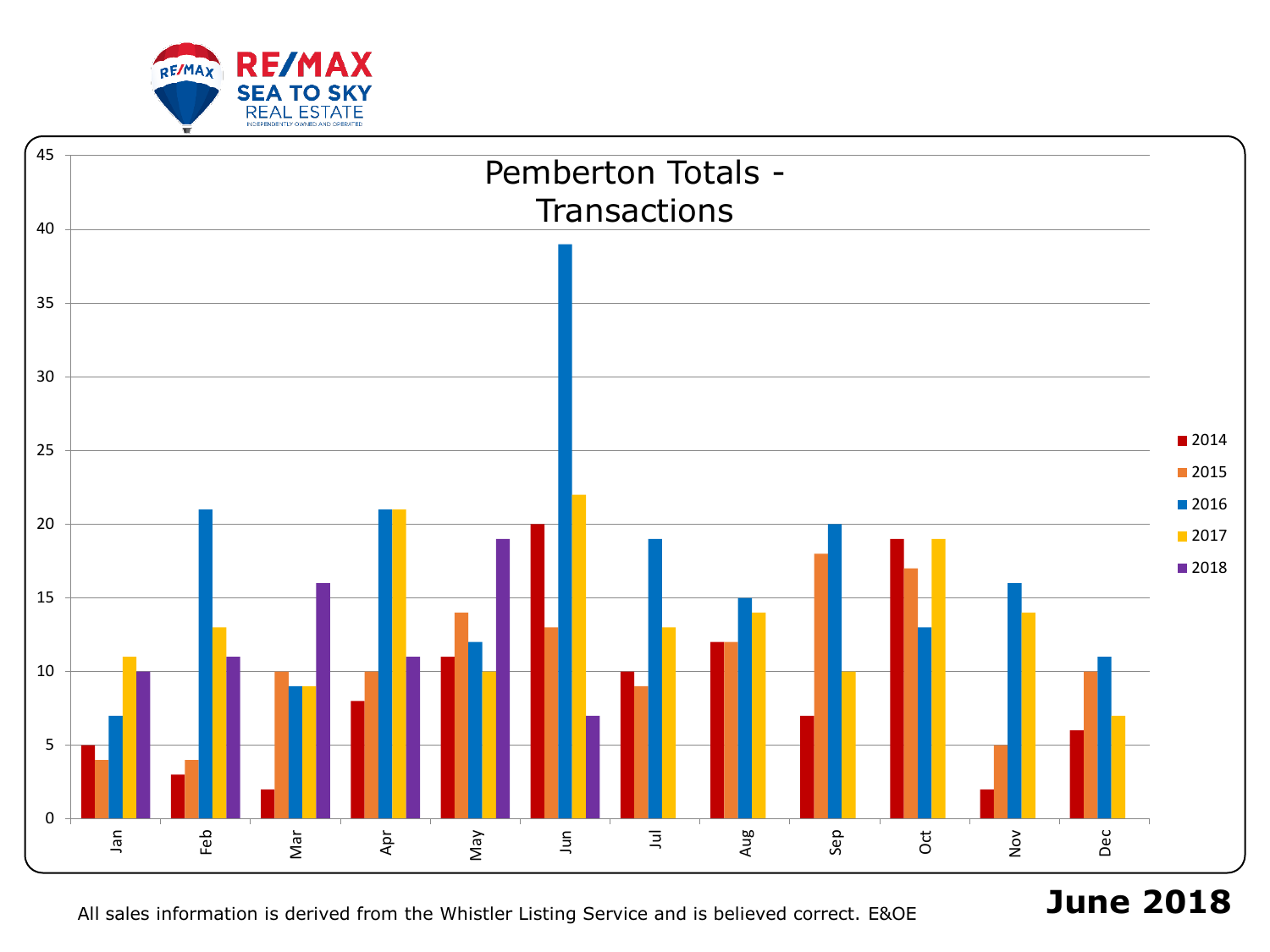RE/MAX SEA TO SKY REAL ESTATE

INDEPENDENTLY OWNED AND OPERATED

# Pemberton Totals - Transactions

| Month | 2014 | 2015 | 2016 | 2017 | 2018 |
|---|---|---|---|---|---|
| Jan | 5 | 4 | 7 | 11 | 10 |
| Feb | 3 | 4 | 21 | 13 | 11 |
| Mar | 2 | 10 | 9 | 9 | 16 |
| Apr | 8 | 10 | 21 | 21 | 11 |
| May | 11 | 14 | 12 | 10 | 19 |
| Jun | 20 | 13 | 39 | 22 | 7 |
| Jul | 10 | 9 | 19 | 13 | |
| Aug | 12 | 12 | 15 | 14 | |
| Sep | 7 | 18 | 20 | 10 | |
| Oct | 19 | 17 | 13 | 19 | |
| Nov | 2 | 5 | 16 | 14 | |
| Dec | 6 | 10 | 11 | 7 | |

All sales information is derived from the Whistler Listing Service and is believed correct. E&OE

**June 2018**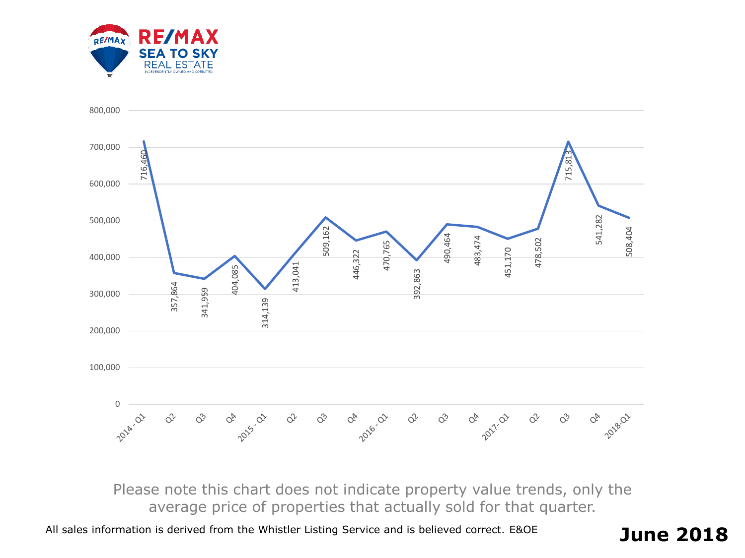RE/MAX SEA TO SKY REAL ESTATE

INDEPENDENTLY OWNED AND OPERATED

| Quarter | Average Price |
|---|---|
| 2014 - Q1 | 716,460 |
| Q2 | 357,864 |
| Q3 | 341,959 |
| Q4 | 404,085 |
| 2015 - Q1 | 314,139 |
| Q2 | 413,041 |
| Q3 | 509,162 |
| Q4 | 446,322 |
| 2016 - Q1 | 470,765 |
| Q2 | 392,863 |
| Q3 | 490,464 |
| Q4 | 483,474 |
| 2017- Q1 | 451,170 |
| Q2 | 478,502 |
| Q3 | 715,813 |
| Q4 | 541,282 |
| 2018-Q1 | 508,404 |

Please note this chart does not indicate property value trends, only the average price of properties that actually sold for that quarter.

All sales information is derived from the Whistler Listing Service and is believed correct. E&OE

**June 2018**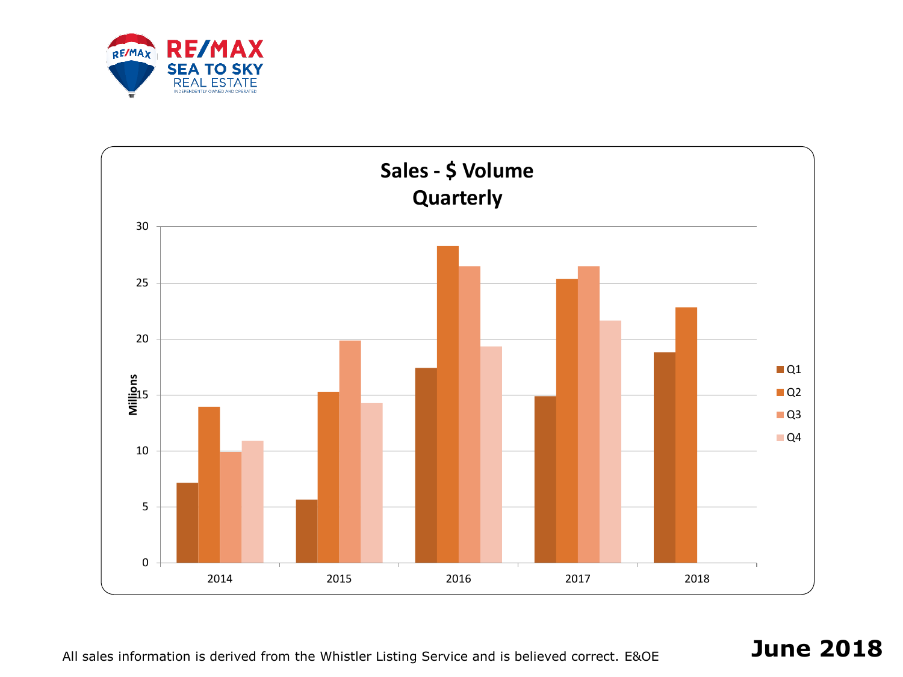RE/MAX SEA TO SKY REAL ESTATE

INDEPENDENTLY OWNED AND OPERATED

## Sales - $ Volume Quarterly

Millions

| Year | Q1 | Q2 | Q3 | Q4 |
|---|---|---|---|---|
| 2014 | 7.1 | 13.9 | 9.9 | 10.9 |
| 2015 | 5.6 | 15.3 | 19.8 | 14.3 |
| 2016 | 17.4 | 28.3 | 26.5 | 19.3 |
| 2017 | 14.9 | 25.3 | 26.5 | 21.6 |
| 2018 | 18.8 | 22.8 | | |

All sales information is derived from the Whistler Listing Service and is believed correct. E&OE

**June 2018**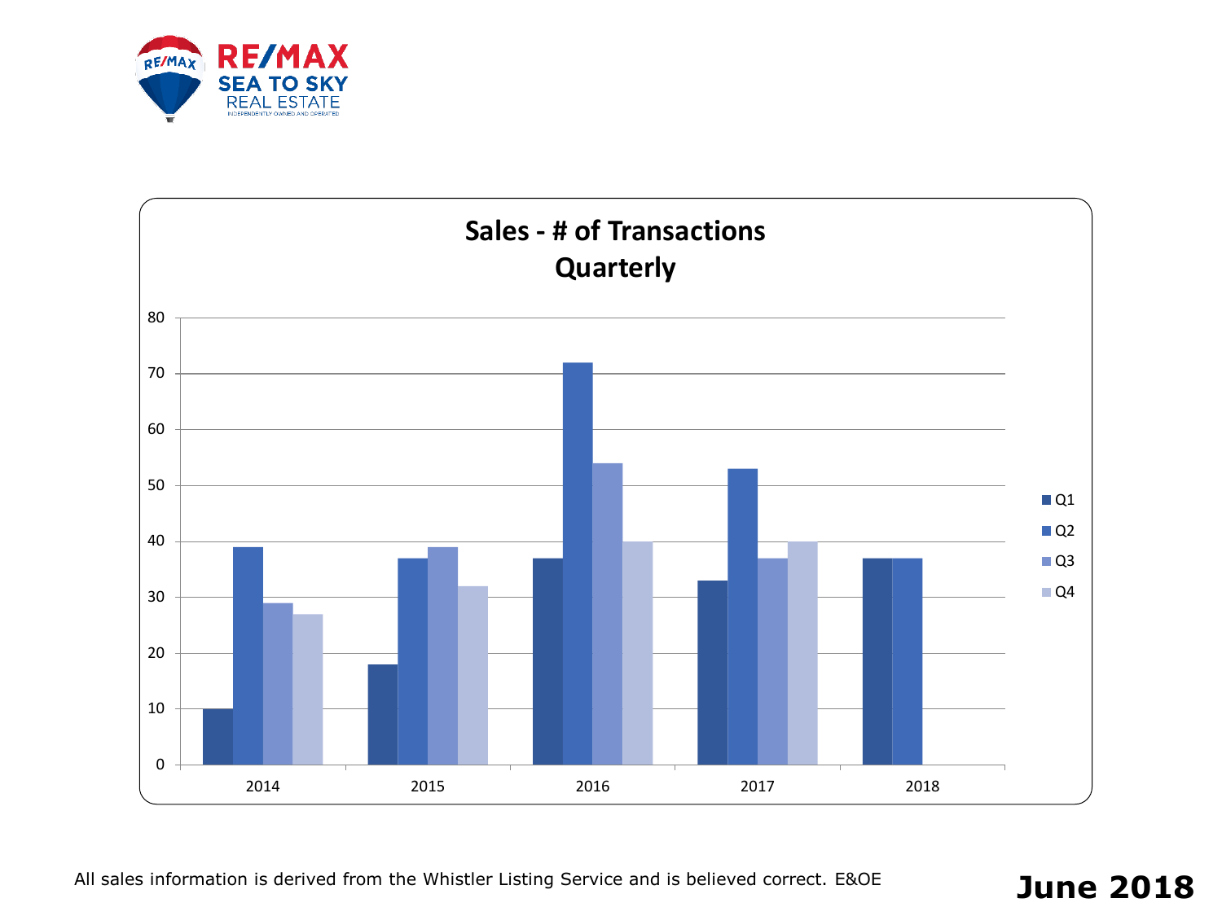RE/MAX SEA TO SKY REAL ESTATE

INDEPENDENTLY OWNED AND OPERATED

## Sales - # of Transactions
## Quarterly

80
70
60
50
40
30
20
10
0

2014
2015
2016
2017
2018

Q1
Q2
Q3
Q4

All sales information is derived from the Whistler Listing Service and is believed correct. E&OE

**June 2018**